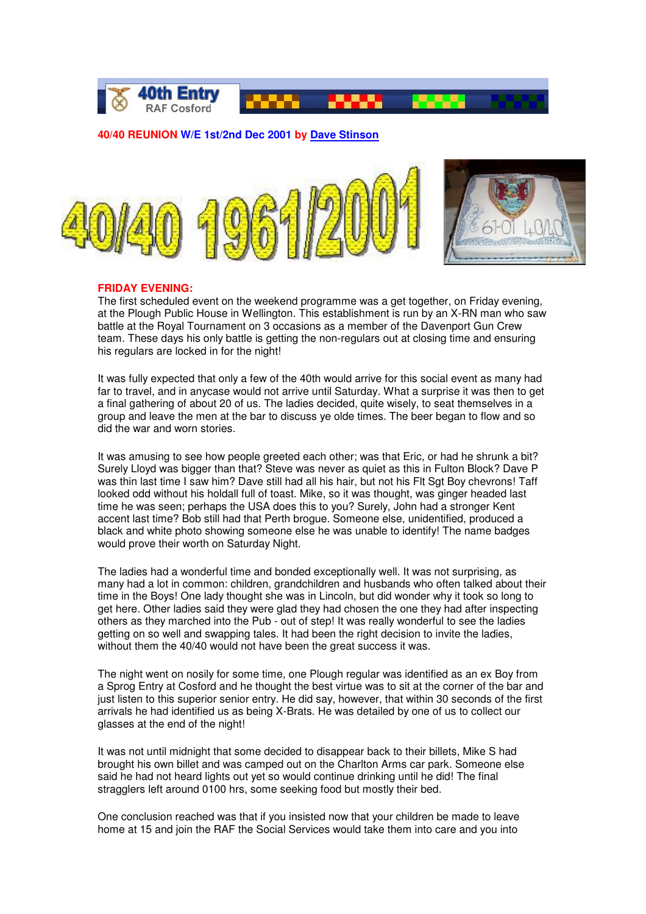**40th Entry**
RAF Cosford

**40/40 REUNION W/E 1st/2nd Dec 2001 by Dave Stinson**

40/40 1961/2001

## FRIDAY EVENING:

The first scheduled event on the weekend programme was a get together, on Friday evening, at the Plough Public House in Wellington. This establishment is run by an X-RN man who saw battle at the Royal Tournament on 3 occasions as a member of the Davenport Gun Crew team. These days his only battle is getting the non-regulars out at closing time and ensuring his regulars are locked in for the night!

It was fully expected that only a few of the 40th would arrive for this social event as many had far to travel, and in anycase would not arrive until Saturday. What a surprise it was then to get a final gathering of about 20 of us. The ladies decided, quite wisely, to seat themselves in a group and leave the men at the bar to discuss ye olde times. The beer began to flow and so did the war and worn stories.

It was amusing to see how people greeted each other; was that Eric, or had he shrunk a bit? Surely Lloyd was bigger than that? Steve was never as quiet as this in Fulton Block? Dave P was thin last time I saw him? Dave still had all his hair, but not his Flt Sgt Boy chevrons! Taff looked odd without his holdall full of toast. Mike, so it was thought, was ginger headed last time he was seen; perhaps the USA does this to you? Surely, John had a stronger Kent accent last time? Bob still had that Perth brogue. Someone else, unidentified, produced a black and white photo showing someone else he was unable to identify! The name badges would prove their worth on Saturday Night.

The ladies had a wonderful time and bonded exceptionally well. It was not surprising, as many had a lot in common: children, grandchildren and husbands who often talked about their time in the Boys! One lady thought she was in Lincoln, but did wonder why it took so long to get here. Other ladies said they were glad they had chosen the one they had after inspecting others as they marched into the Pub - out of step! It was really wonderful to see the ladies getting on so well and swapping tales. It had been the right decision to invite the ladies, without them the 40/40 would not have been the great success it was.

The night went on nosily for some time, one Plough regular was identified as an ex Boy from a Sprog Entry at Cosford and he thought the best virtue was to sit at the corner of the bar and just listen to this superior senior entry. He did say, however, that within 30 seconds of the first arrivals he had identified us as being X-Brats. He was detailed by one of us to collect our glasses at the end of the night!

It was not until midnight that some decided to disappear back to their billets, Mike S had brought his own billet and was camped out on the Charlton Arms car park. Someone else said he had not heard lights out yet so would continue drinking until he did! The final stragglers left around 0100 hrs, some seeking food but mostly their bed.

One conclusion reached was that if you insisted now that your children be made to leave home at 15 and join the RAF the Social Services would take them into care and you into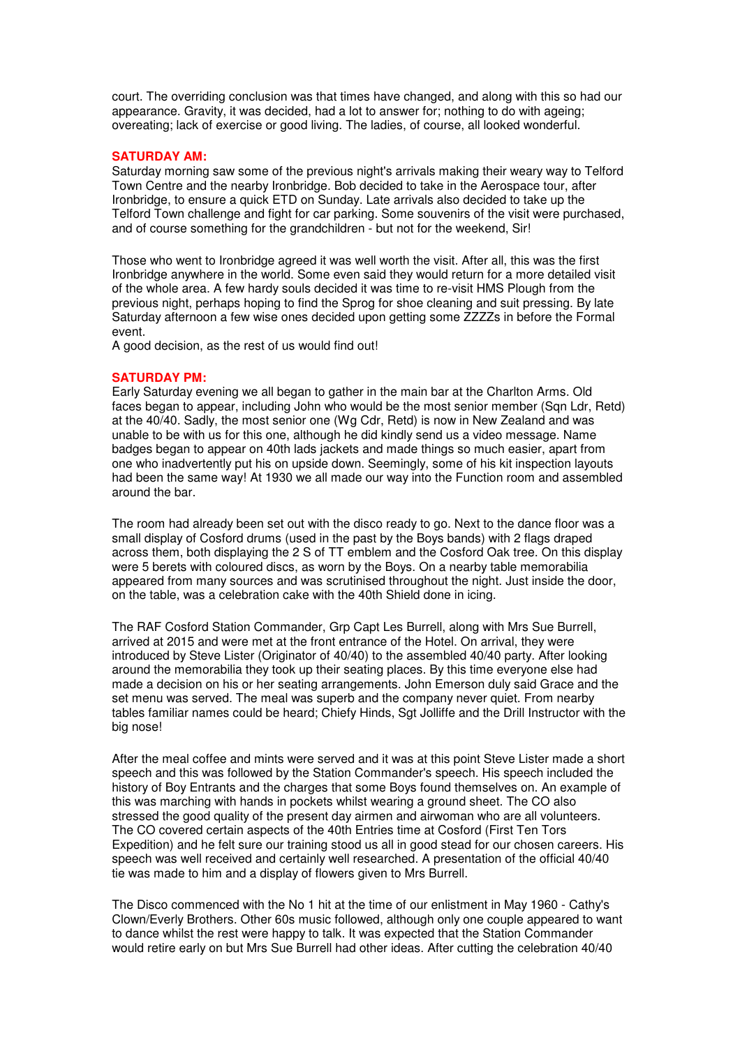court. The overriding conclusion was that times have changed, and along with this so had our appearance. Gravity, it was decided, had a lot to answer for; nothing to do with ageing; overeating; lack of exercise or good living. The ladies, of course, all looked wonderful.

**SATURDAY AM:**

Saturday morning saw some of the previous night's arrivals making their weary way to Telford Town Centre and the nearby Ironbridge. Bob decided to take in the Aerospace tour, after Ironbridge, to ensure a quick ETD on Sunday. Late arrivals also decided to take up the Telford Town challenge and fight for car parking. Some souvenirs of the visit were purchased, and of course something for the grandchildren - but not for the weekend, Sir!

Those who went to Ironbridge agreed it was well worth the visit. After all, this was the first Ironbridge anywhere in the world. Some even said they would return for a more detailed visit of the whole area. A few hardy souls decided it was time to re-visit HMS Plough from the previous night, perhaps hoping to find the Sprog for shoe cleaning and suit pressing. By late Saturday afternoon a few wise ones decided upon getting some ZZZZs in before the Formal event.
A good decision, as the rest of us would find out!

**SATURDAY PM:**

Early Saturday evening we all began to gather in the main bar at the Charlton Arms. Old faces began to appear, including John who would be the most senior member (Sqn Ldr, Retd) at the 40/40. Sadly, the most senior one (Wg Cdr, Retd) is now in New Zealand and was unable to be with us for this one, although he did kindly send us a video message. Name badges began to appear on 40th lads jackets and made things so much easier, apart from one who inadvertently put his on upside down. Seemingly, some of his kit inspection layouts had been the same way! At 1930 we all made our way into the Function room and assembled around the bar.

The room had already been set out with the disco ready to go. Next to the dance floor was a small display of Cosford drums (used in the past by the Boys bands) with 2 flags draped across them, both displaying the 2 S of TT emblem and the Cosford Oak tree. On this display were 5 berets with coloured discs, as worn by the Boys. On a nearby table memorabilia appeared from many sources and was scrutinised throughout the night. Just inside the door, on the table, was a celebration cake with the 40th Shield done in icing.

The RAF Cosford Station Commander, Grp Capt Les Burrell, along with Mrs Sue Burrell, arrived at 2015 and were met at the front entrance of the Hotel. On arrival, they were introduced by Steve Lister (Originator of 40/40) to the assembled 40/40 party. After looking around the memorabilia they took up their seating places. By this time everyone else had made a decision on his or her seating arrangements. John Emerson duly said Grace and the set menu was served. The meal was superb and the company never quiet. From nearby tables familiar names could be heard; Chiefy Hinds, Sgt Jolliffe and the Drill Instructor with the big nose!

After the meal coffee and mints were served and it was at this point Steve Lister made a short speech and this was followed by the Station Commander's speech. His speech included the history of Boy Entrants and the charges that some Boys found themselves on. An example of this was marching with hands in pockets whilst wearing a ground sheet. The CO also stressed the good quality of the present day airmen and airwoman who are all volunteers. The CO covered certain aspects of the 40th Entries time at Cosford (First Ten Tors Expedition) and he felt sure our training stood us all in good stead for our chosen careers. His speech was well received and certainly well researched. A presentation of the official 40/40 tie was made to him and a display of flowers given to Mrs Burrell.

The Disco commenced with the No 1 hit at the time of our enlistment in May 1960 - Cathy's Clown/Everly Brothers. Other 60s music followed, although only one couple appeared to want to dance whilst the rest were happy to talk. It was expected that the Station Commander would retire early on but Mrs Sue Burrell had other ideas. After cutting the celebration 40/40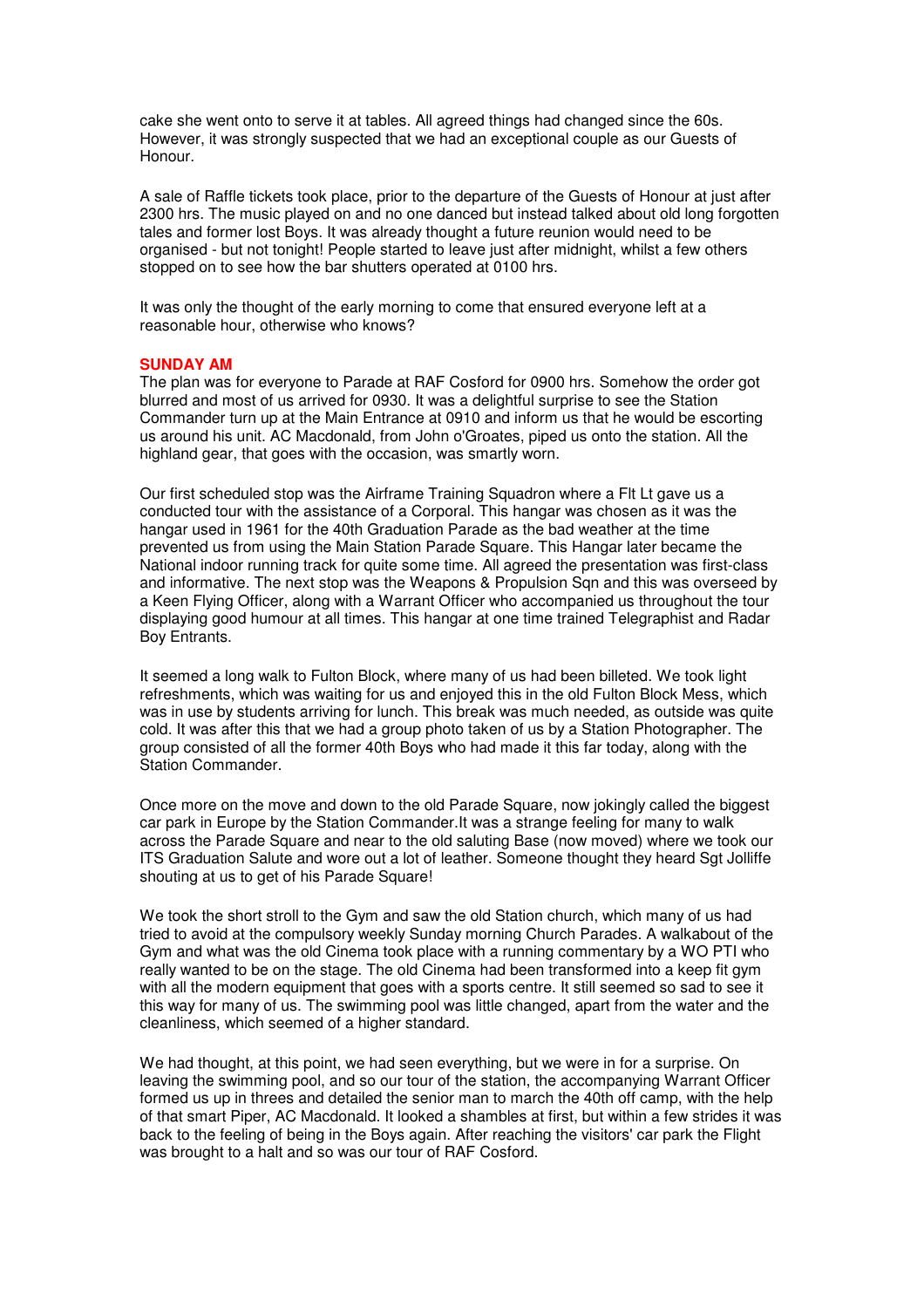cake she went onto to serve it at tables. All agreed things had changed since the 60s. However, it was strongly suspected that we had an exceptional couple as our Guests of Honour.

A sale of Raffle tickets took place, prior to the departure of the Guests of Honour at just after 2300 hrs. The music played on and no one danced but instead talked about old long forgotten tales and former lost Boys. It was already thought a future reunion would need to be organised - but not tonight! People started to leave just after midnight, whilst a few others stopped on to see how the bar shutters operated at 0100 hrs.

It was only the thought of the early morning to come that ensured everyone left at a reasonable hour, otherwise who knows?

**SUNDAY AM**

The plan was for everyone to Parade at RAF Cosford for 0900 hrs. Somehow the order got blurred and most of us arrived for 0930. It was a delightful surprise to see the Station Commander turn up at the Main Entrance at 0910 and inform us that he would be escorting us around his unit. AC Macdonald, from John o'Groates, piped us onto the station. All the highland gear, that goes with the occasion, was smartly worn.

Our first scheduled stop was the Airframe Training Squadron where a Flt Lt gave us a conducted tour with the assistance of a Corporal. This hangar was chosen as it was the hangar used in 1961 for the 40th Graduation Parade as the bad weather at the time prevented us from using the Main Station Parade Square. This Hangar later became the National indoor running track for quite some time. All agreed the presentation was first-class and informative. The next stop was the Weapons & Propulsion Sqn and this was overseed by a Keen Flying Officer, along with a Warrant Officer who accompanied us throughout the tour displaying good humour at all times. This hangar at one time trained Telegraphist and Radar Boy Entrants.

It seemed a long walk to Fulton Block, where many of us had been billeted. We took light refreshments, which was waiting for us and enjoyed this in the old Fulton Block Mess, which was in use by students arriving for lunch. This break was much needed, as outside was quite cold. It was after this that we had a group photo taken of us by a Station Photographer. The group consisted of all the former 40th Boys who had made it this far today, along with the Station Commander.

Once more on the move and down to the old Parade Square, now jokingly called the biggest car park in Europe by the Station Commander.It was a strange feeling for many to walk across the Parade Square and near to the old saluting Base (now moved) where we took our ITS Graduation Salute and wore out a lot of leather. Someone thought they heard Sgt Jolliffe shouting at us to get of his Parade Square!

We took the short stroll to the Gym and saw the old Station church, which many of us had tried to avoid at the compulsory weekly Sunday morning Church Parades. A walkabout of the Gym and what was the old Cinema took place with a running commentary by a WO PTI who really wanted to be on the stage. The old Cinema had been transformed into a keep fit gym with all the modern equipment that goes with a sports centre. It still seemed so sad to see it this way for many of us. The swimming pool was little changed, apart from the water and the cleanliness, which seemed of a higher standard.

We had thought, at this point, we had seen everything, but we were in for a surprise. On leaving the swimming pool, and so our tour of the station, the accompanying Warrant Officer formed us up in threes and detailed the senior man to march the 40th off camp, with the help of that smart Piper, AC Macdonald. It looked a shambles at first, but within a few strides it was back to the feeling of being in the Boys again. After reaching the visitors' car park the Flight was brought to a halt and so was our tour of RAF Cosford.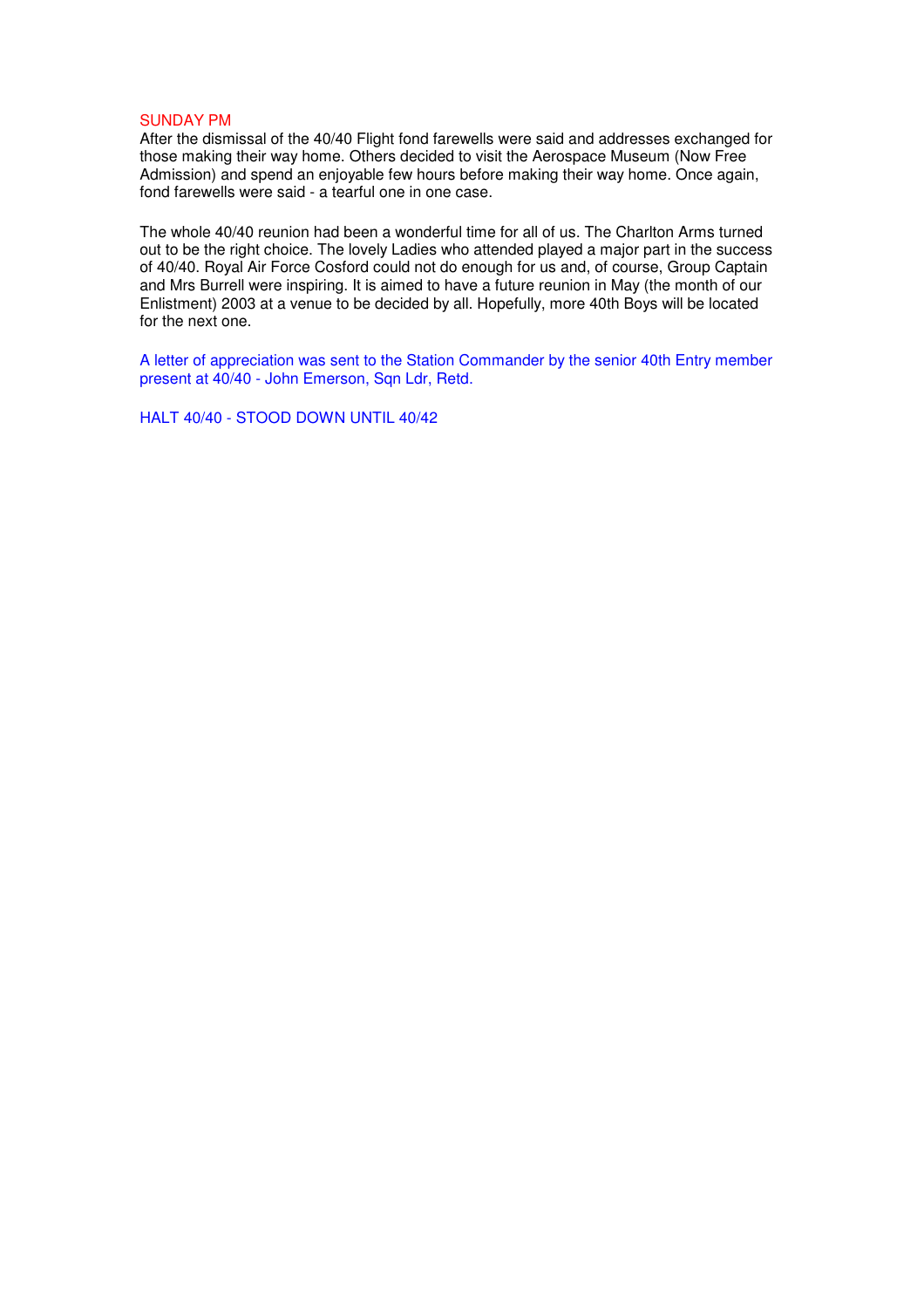## SUNDAY PM

After the dismissal of the 40/40 Flight fond farewells were said and addresses exchanged for those making their way home. Others decided to visit the Aerospace Museum (Now Free Admission) and spend an enjoyable few hours before making their way home. Once again, fond farewells were said - a tearful one in one case.

The whole 40/40 reunion had been a wonderful time for all of us. The Charlton Arms turned out to be the right choice. The lovely Ladies who attended played a major part in the success of 40/40. Royal Air Force Cosford could not do enough for us and, of course, Group Captain and Mrs Burrell were inspiring. It is aimed to have a future reunion in May (the month of our Enlistment) 2003 at a venue to be decided by all. Hopefully, more 40th Boys will be located for the next one.

A letter of appreciation was sent to the Station Commander by the senior 40th Entry member present at 40/40 - John Emerson, Sqn Ldr, Retd.

HALT 40/40 - STOOD DOWN UNTIL 40/42